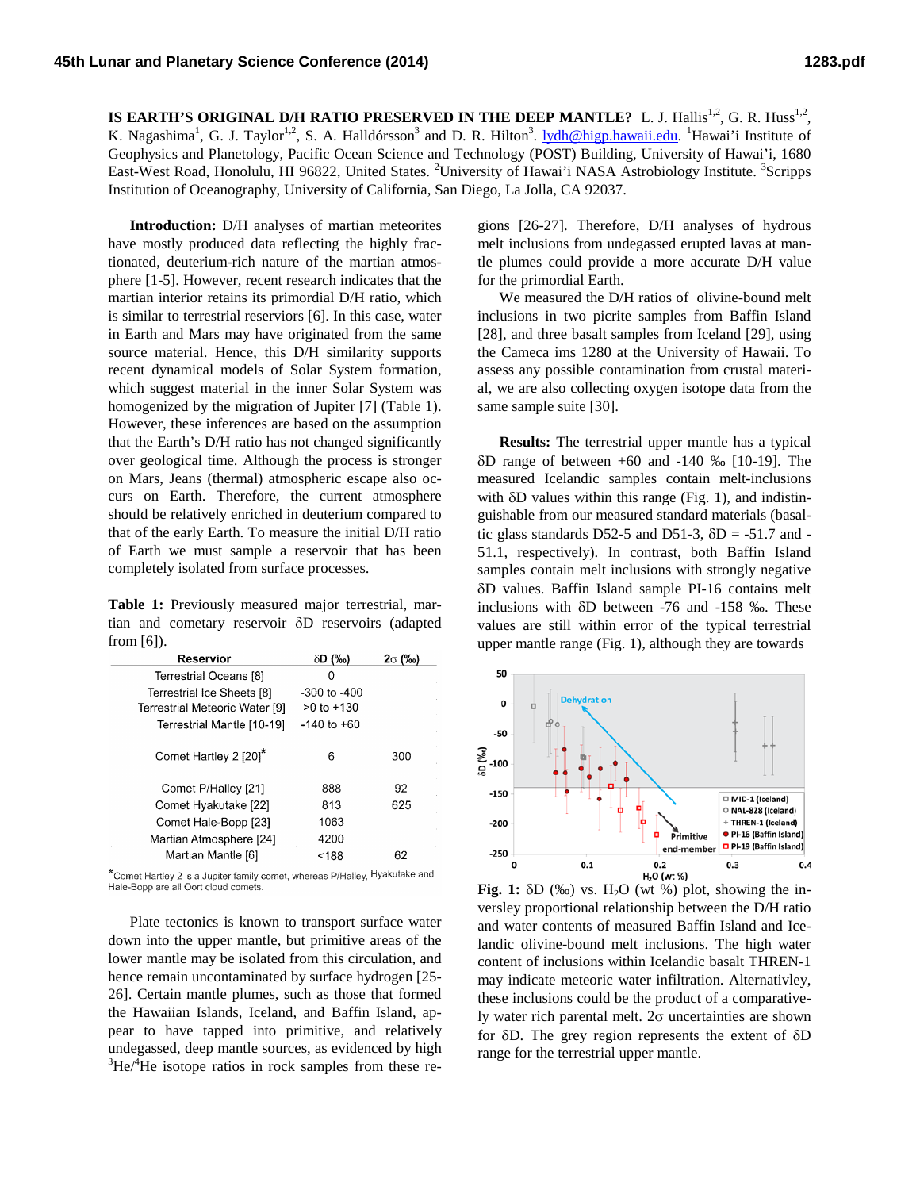# IS EARTH'S ORIGINAL D/H RATIO PRESERVED IN THE DEEP MANTLE?

L. J. Hallis[1,2], G. R. Huss[1,2], K. Nagashima[1], G. J. Taylor[1,2], S. A. Halldórsson[3] and D. R. Hilton[3]. lydh@higp.hawaii.edu. [1]Hawai'i Institute of Geophysics and Planetology, Pacific Ocean Science and Technology (POST) Building, University of Hawai'i, 1680 East-West Road, Honolulu, HI 96822, United States. [2]University of Hawai'i NASA Astrobiology Institute. [3]Scripps Institution of Oceanography, University of California, San Diego, La Jolla, CA 92037.

**Introduction:** D/H analyses of martian meteorites have mostly produced data reflecting the highly fractionated, deuterium-rich nature of the martian atmosphere [1-5]. However, recent research indicates that the martian interior retains its primordial D/H ratio, which is similar to terrestrial reservoirs [6]. In this case, water in Earth and Mars may have originated from the same source material. Hence, this D/H similarity supports recent dynamical models of Solar System formation, which suggest material in the inner Solar System was homogenized by the migration of Jupiter [7] (Table 1). However, these inferences are based on the assumption that the Earth's D/H ratio has not changed significantly over geological time. Although the process is stronger on Mars, Jeans (thermal) atmospheric escape also occurs on Earth. Therefore, the current atmosphere should be relatively enriched in deuterium compared to that of the early Earth. To measure the initial D/H ratio of Earth we must sample a reservoir that has been completely isolated from surface processes.

**Table 1:** Previously measured major terrestrial, martian and cometary reservoir δD reservoirs (adapted from [6]).

| Reservoir | δD (‰) | 2σ (‰) |
|---|---|---|
| Terrestrial Oceans [8] | 0 | |
| Terrestrial Ice Sheets [8] | -300 to -400 | |
| Terrestrial Meteoric Water [9] | >0 to +130 | |
| Terrestrial Mantle [10-19] | -140 to +60 | |
| Comet Hartley 2 [20]* | 6 | 300 |
| Comet P/Halley [21] | 888 | 92 |
| Comet Hyakutake [22] | 813 | 625 |
| Comet Hale-Bopp [23] | 1063 | |
| Martian Atmosphere [24] | 4200 | |
| Martian Mantle [6] | <188 | 62 |

*Comet Hartley 2 is a Jupiter family comet, whereas P/Halley, Hyakutake and Hale-Bopp are all Oort cloud comets.

Plate tectonics is known to transport surface water down into the upper mantle, but primitive areas of the lower mantle may be isolated from this circulation, and hence remain uncontaminated by surface hydrogen [25-26]. Certain mantle plumes, such as those that formed the Hawaiian Islands, Iceland, and Baffin Island, appear to have tapped into primitive, and relatively undegassed, deep mantle sources, as evidenced by high $^3He/^4He$ isotope ratios in rock samples from these regions [26-27]. Therefore, D/H analyses of hydrous melt inclusions from undegassed erupted lavas at mantle plumes could provide a more accurate D/H value for the primordial Earth.

We measured the D/H ratios of olivine-bound melt inclusions in two picrite samples from Baffin Island [28], and three basalt samples from Iceland [29], using the Cameca ims 1280 at the University of Hawaii. To assess any possible contamination from crustal material, we are also collecting oxygen isotope data from the same sample suite [30].

**Results:** The terrestrial upper mantle has a typical δD range of between +60 and -140 ‰ [10-19]. The measured Icelandic samples contain melt-inclusions with δD values within this range (Fig. 1), and indistinguishable from our measured standard materials (basaltic glass standards D52-5 and D51-3, δD = -51.7 and -51.1, respectively). In contrast, both Baffin Island samples contain melt inclusions with strongly negative δD values. Baffin Island sample PI-16 contains melt inclusions with δD between -76 and -158 ‰. These values are still within error of the typical terrestrial upper mantle range (Fig. 1), although they are towards

**Fig. 1:** δD (‰) vs. $H_2O$ (wt %) plot, showing the inversley proportional relationship between the D/H ratio and water contents of measured Baffin Island and Icelandic olivine-bound melt inclusions. The high water content of inclusions within Icelandic basalt THREN-1 may indicate meteoric water infiltration. Alternativley, these inclusions could be the product of a comparatively water rich parental melt. 2σ uncertainties are shown for δD. The grey region represents the extent of δD range for the terrestrial upper mantle.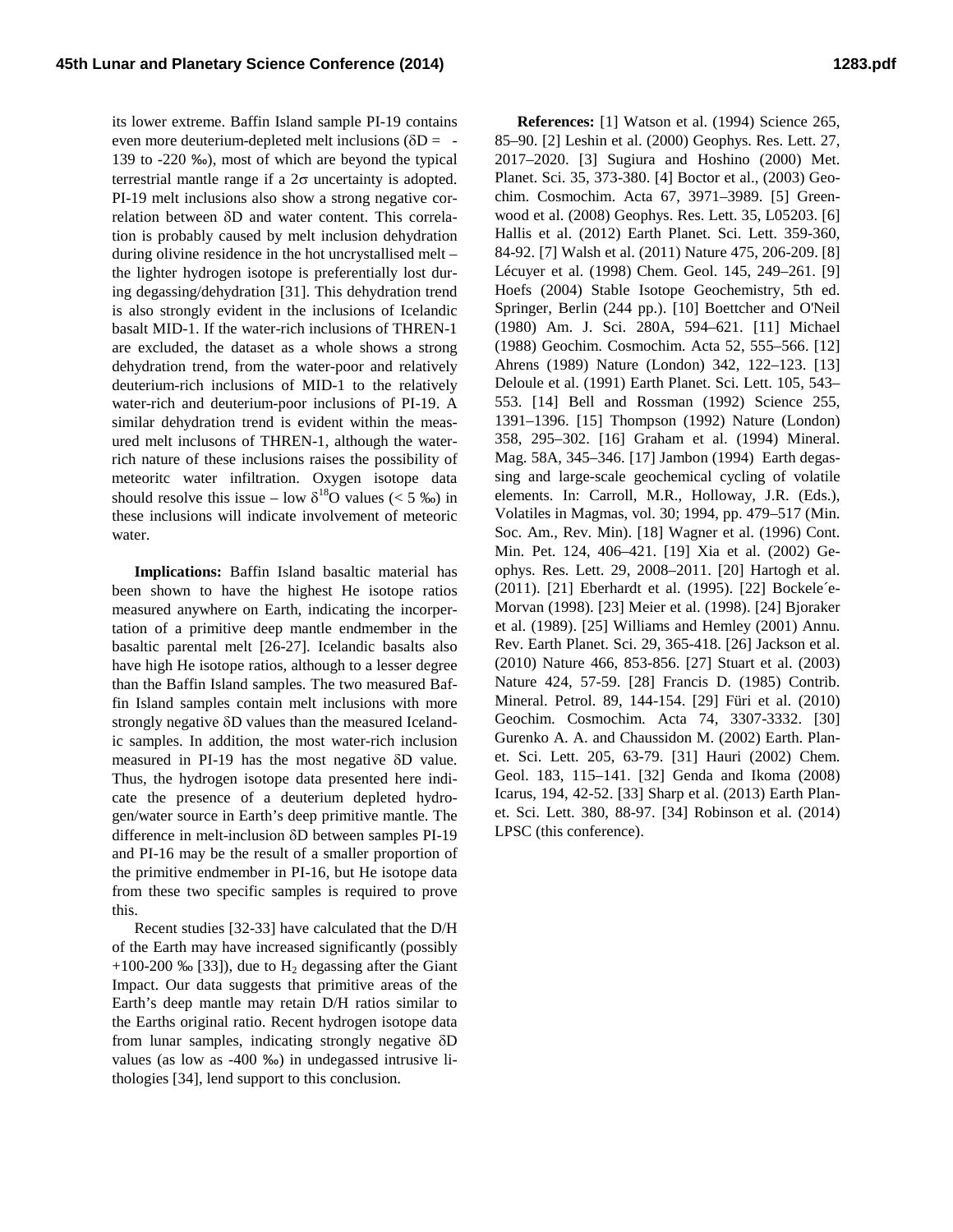its lower extreme. Baffin Island sample PI-19 contains even more deuterium-depleted melt inclusions ($\delta$D = -139 to -220 ‰), most of which are beyond the typical terrestrial mantle range if a 2$\sigma$ uncertainty is adopted. PI-19 melt inclusions also show a strong negative correlation between $\delta$D and water content. This correlation is probably caused by melt inclusion dehydration during olivine residence in the hot uncrystallised melt – the lighter hydrogen isotope is preferentially lost during degassing/dehydration [31]. This dehydration trend is also strongly evident in the inclusions of Icelandic basalt MID-1. If the water-rich inclusions of THREN-1 are excluded, the dataset as a whole shows a strong dehydration trend, from the water-poor and relatively deuterium-rich inclusions of MID-1 to the relatively water-rich and deuterium-poor inclusions of PI-19. A similar dehydration trend is evident within the measured melt inclusons of THREN-1, although the water-rich nature of these inclusions raises the possibility of meteoritc water infiltration. Oxygen isotope data should resolve this issue – low $\delta^{18}$O values (< 5 ‰) in these inclusions will indicate involvement of meteoric water.

**Implications:** Baffin Island basaltic material has been shown to have the highest He isotope ratios measured anywhere on Earth, indicating the incorpertation of a primitive deep mantle endmember in the basaltic parental melt [26-27]. Icelandic basalts also have high He isotope ratios, although to a lesser degree than the Baffin Island samples. The two measured Baffin Island samples contain melt inclusions with more strongly negative $\delta$D values than the measured Icelandic samples. In addition, the most water-rich inclusion measured in PI-19 has the most negative $\delta$D value. Thus, the hydrogen isotope data presented here indicate the presence of a deuterium depleted hydrogen/water source in Earth's deep primitive mantle. The difference in melt-inclusion $\delta$D between samples PI-19 and PI-16 may be the result of a smaller proportion of the primitive endmember in PI-16, but He isotope data from these two specific samples is required to prove this.

Recent studies [32-33] have calculated that the D/H of the Earth may have increased significantly (possibly +100-200 ‰ [33]), due to $H_2$ degassing after the Giant Impact. Our data suggests that primitive areas of the Earth's deep mantle may retain D/H ratios similar to the Earths original ratio. Recent hydrogen isotope data from lunar samples, indicating strongly negative $\delta$D values (as low as -400 ‰) in undegassed intrusive lithologies [34], lend support to this conclusion.

**References:** [1] Watson et al. (1994) Science 265, 85–90. [2] Leshin et al. (2000) Geophys. Res. Lett. 27, 2017–2020. [3] Sugiura and Hoshino (2000) Met. Planet. Sci. 35, 373-380. [4] Boctor et al., (2003) Geochim. Cosmochim. Acta 67, 3971–3989. [5] Greenwood et al. (2008) Geophys. Res. Lett. 35, L05203. [6] Hallis et al. (2012) Earth Planet. Sci. Lett. 359-360, 84-92. [7] Walsh et al. (2011) Nature 475, 206-209. [8] Lécuyer et al. (1998) Chem. Geol. 145, 249–261. [9] Hoefs (2004) Stable Isotope Geochemistry, 5th ed. Springer, Berlin (244 pp.). [10] Boettcher and O'Neil (1980) Am. J. Sci. 280A, 594–621. [11] Michael (1988) Geochim. Cosmochim. Acta 52, 555–566. [12] Ahrens (1989) Nature (London) 342, 122–123. [13] Deloule et al. (1991) Earth Planet. Sci. Lett. 105, 543–553. [14] Bell and Rossman (1992) Science 255, 1391–1396. [15] Thompson (1992) Nature (London) 358, 295–302. [16] Graham et al. (1994) Mineral. Mag. 58A, 345–346. [17] Jambon (1994) Earth degassing and large-scale geochemical cycling of volatile elements. In: Carroll, M.R., Holloway, J.R. (Eds.), Volatiles in Magmas, vol. 30; 1994, pp. 479–517 (Min. Soc. Am., Rev. Min). [18] Wagner et al. (1996) Cont. Min. Pet. 124, 406–421. [19] Xia et al. (2002) Geophys. Res. Lett. 29, 2008–2011. [20] Hartogh et al. (2011). [21] Eberhardt et al. (1995). [22] Bockele´e-Morvan (1998). [23] Meier et al. (1998). [24] Bjoraker et al. (1989). [25] Williams and Hemley (2001) Annu. Rev. Earth Planet. Sci. 29, 365-418. [26] Jackson et al. (2010) Nature 466, 853-856. [27] Stuart et al. (2003) Nature 424, 57-59. [28] Francis D. (1985) Contrib. Mineral. Petrol. 89, 144-154. [29] Füri et al. (2010) Geochim. Cosmochim. Acta 74, 3307-3332. [30] Gurenko A. A. and Chaussidon M. (2002) Earth. Planet. Sci. Lett. 205, 63-79. [31] Hauri (2002) Chem. Geol. 183, 115–141. [32] Genda and Ikoma (2008) Icarus, 194, 42-52. [33] Sharp et al. (2013) Earth Planet. Sci. Lett. 380, 88-97. [34] Robinson et al. (2014) LPSC (this conference).